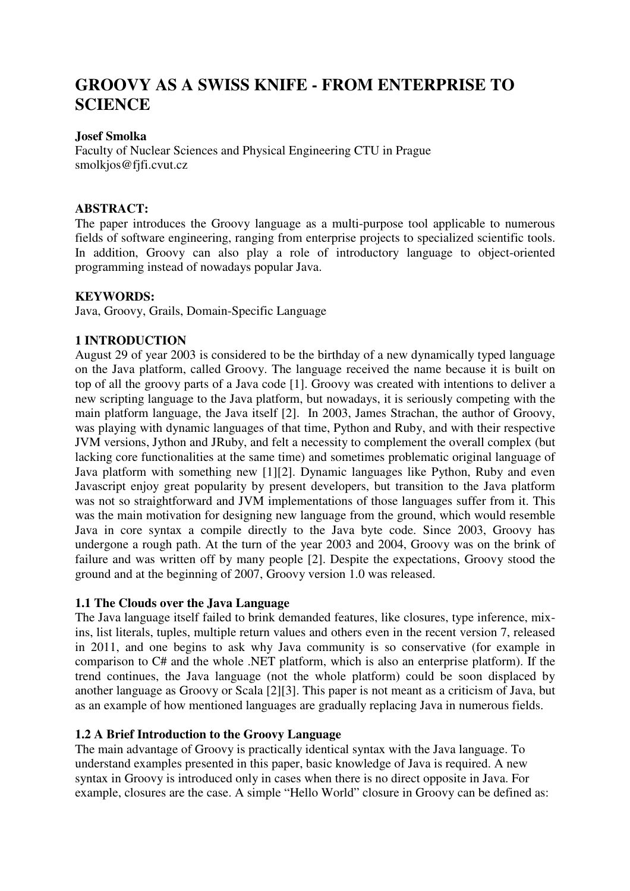# GROOVY AS A SWISS KNIFE - FROM ENTERPRISE TO SCIENCE

**Josef Smolka**
Faculty of Nuclear Sciences and Physical Engineering CTU in Prague
smolkjos@fjfi.cvut.cz

**ABSTRACT:**
The paper introduces the Groovy language as a multi-purpose tool applicable to numerous fields of software engineering, ranging from enterprise projects to specialized scientific tools. In addition, Groovy can also play a role of introductory language to object-oriented programming instead of nowadays popular Java.

**KEYWORDS:**
Java, Groovy, Grails, Domain-Specific Language

## 1 INTRODUCTION

August 29 of year 2003 is considered to be the birthday of a new dynamically typed language on the Java platform, called Groovy. The language received the name because it is built on top of all the groovy parts of a Java code [1]. Groovy was created with intentions to deliver a new scripting language to the Java platform, but nowadays, it is seriously competing with the main platform language, the Java itself [2]. In 2003, James Strachan, the author of Groovy, was playing with dynamic languages of that time, Python and Ruby, and with their respective JVM versions, Jython and JRuby, and felt a necessity to complement the overall complex (but lacking core functionalities at the same time) and sometimes problematic original language of Java platform with something new [1][2]. Dynamic languages like Python, Ruby and even Javascript enjoy great popularity by present developers, but transition to the Java platform was not so straightforward and JVM implementations of those languages suffer from it. This was the main motivation for designing new language from the ground, which would resemble Java in core syntax a compile directly to the Java byte code. Since 2003, Groovy has undergone a rough path. At the turn of the year 2003 and 2004, Groovy was on the brink of failure and was written off by many people [2]. Despite the expectations, Groovy stood the ground and at the beginning of 2007, Groovy version 1.0 was released.

### 1.1 The Clouds over the Java Language

The Java language itself failed to brink demanded features, like closures, type inference, mix-ins, list literals, tuples, multiple return values and others even in the recent version 7, released in 2011, and one begins to ask why Java community is so conservative (for example in comparison to C# and the whole .NET platform, which is also an enterprise platform). If the trend continues, the Java language (not the whole platform) could be soon displaced by another language as Groovy or Scala [2][3]. This paper is not meant as a criticism of Java, but as an example of how mentioned languages are gradually replacing Java in numerous fields.

### 1.2 A Brief Introduction to the Groovy Language

The main advantage of Groovy is practically identical syntax with the Java language. To understand examples presented in this paper, basic knowledge of Java is required. A new syntax in Groovy is introduced only in cases when there is no direct opposite in Java. For example, closures are the case. A simple "Hello World" closure in Groovy can be defined as: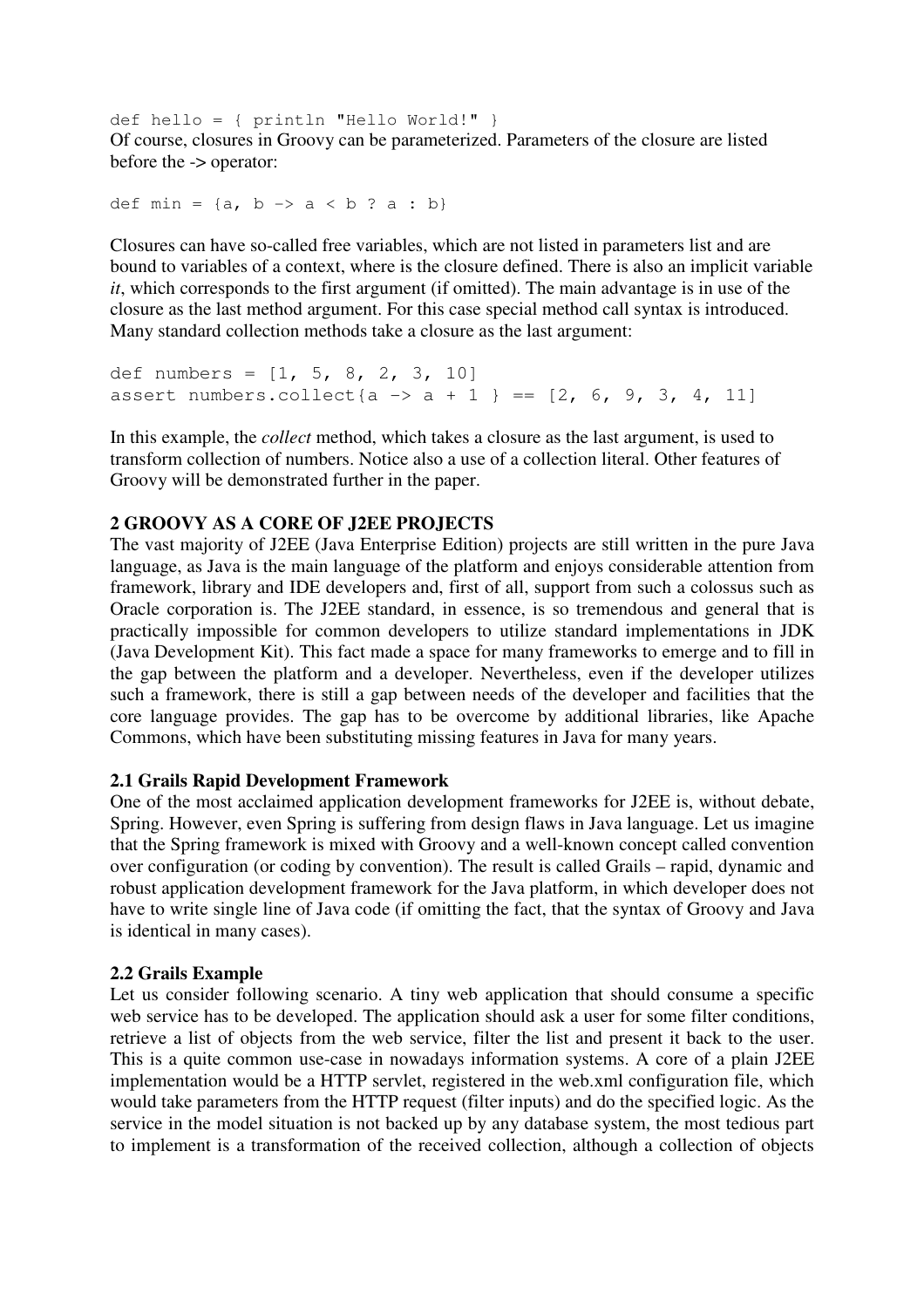```
def hello = { println "Hello World!" }
```

Of course, closures in Groovy can be parameterized. Parameters of the closure are listed before the -> operator:

```
def min = {a, b -> a < b ? a : b}
```

Closures can have so-called free variables, which are not listed in parameters list and are bound to variables of a context, where is the closure defined. There is also an implicit variable *it*, which corresponds to the first argument (if omitted). The main advantage is in use of the closure as the last method argument. For this case special method call syntax is introduced. Many standard collection methods take a closure as the last argument:

```
def numbers = [1, 5, 8, 2, 3, 10]
assert numbers.collect{a -> a + 1 } == [2, 6, 9, 3, 4, 11]
```

In this example, the *collect* method, which takes a closure as the last argument, is used to transform collection of numbers. Notice also a use of a collection literal. Other features of Groovy will be demonstrated further in the paper.

## 2 GROOVY AS A CORE OF J2EE PROJECTS

The vast majority of J2EE (Java Enterprise Edition) projects are still written in the pure Java language, as Java is the main language of the platform and enjoys considerable attention from framework, library and IDE developers and, first of all, support from such a colossus such as Oracle corporation is. The J2EE standard, in essence, is so tremendous and general that is practically impossible for common developers to utilize standard implementations in JDK (Java Development Kit). This fact made a space for many frameworks to emerge and to fill in the gap between the platform and a developer. Nevertheless, even if the developer utilizes such a framework, there is still a gap between needs of the developer and facilities that the core language provides. The gap has to be overcome by additional libraries, like Apache Commons, which have been substituting missing features in Java for many years.

### 2.1 Grails Rapid Development Framework

One of the most acclaimed application development frameworks for J2EE is, without debate, Spring. However, even Spring is suffering from design flaws in Java language. Let us imagine that the Spring framework is mixed with Groovy and a well-known concept called convention over configuration (or coding by convention). The result is called Grails – rapid, dynamic and robust application development framework for the Java platform, in which developer does not have to write single line of Java code (if omitting the fact, that the syntax of Groovy and Java is identical in many cases).

### 2.2 Grails Example

Let us consider following scenario. A tiny web application that should consume a specific web service has to be developed. The application should ask a user for some filter conditions, retrieve a list of objects from the web service, filter the list and present it back to the user. This is a quite common use-case in nowadays information systems. A core of a plain J2EE implementation would be a HTTP servlet, registered in the web.xml configuration file, which would take parameters from the HTTP request (filter inputs) and do the specified logic. As the service in the model situation is not backed up by any database system, the most tedious part to implement is a transformation of the received collection, although a collection of objects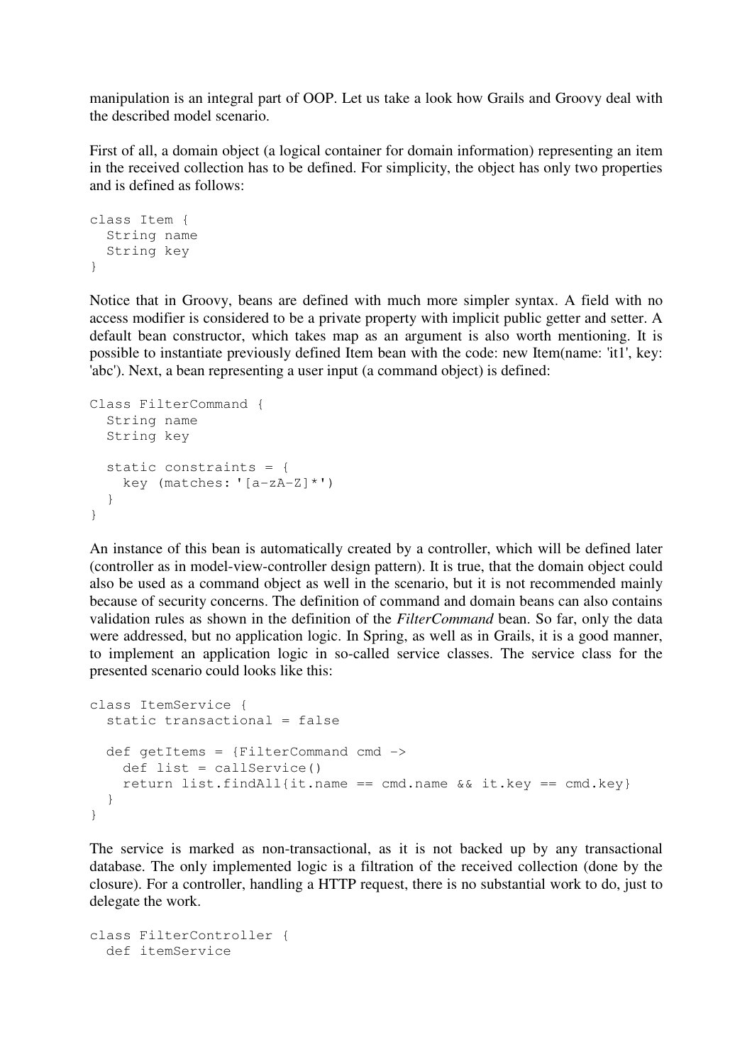manipulation is an integral part of OOP. Let us take a look how Grails and Groovy deal with the described model scenario.

First of all, a domain object (a logical container for domain information) representing an item in the received collection has to be defined. For simplicity, the object has only two properties and is defined as follows:

```
class Item {
  String name
  String key
}
```

Notice that in Groovy, beans are defined with much more simpler syntax. A field with no access modifier is considered to be a private property with implicit public getter and setter. A default bean constructor, which takes map as an argument is also worth mentioning. It is possible to instantiate previously defined Item bean with the code: new Item(name: 'it1', key: 'abc'). Next, a bean representing a user input (a command object) is defined:

```
Class FilterCommand {
  String name
  String key

  static constraints = {
    key (matches:'[a-zA-Z]*')
  }
}
```

An instance of this bean is automatically created by a controller, which will be defined later (controller as in model-view-controller design pattern). It is true, that the domain object could also be used as a command object as well in the scenario, but it is not recommended mainly because of security concerns. The definition of command and domain beans can also contains validation rules as shown in the definition of the *FilterCommand* bean. So far, only the data were addressed, but no application logic. In Spring, as well as in Grails, it is a good manner, to implement an application logic in so-called service classes. The service class for the presented scenario could looks like this:

```
class ItemService {
  static transactional = false

  def getItems = {FilterCommand cmd ->
    def list = callService()
    return list.findAll{it.name == cmd.name && it.key == cmd.key}
  }
}
```

The service is marked as non-transactional, as it is not backed up by any transactional database. The only implemented logic is a filtration of the received collection (done by the closure). For a controller, handling a HTTP request, there is no substantial work to do, just to delegate the work.

```
class FilterController {
  def itemService
```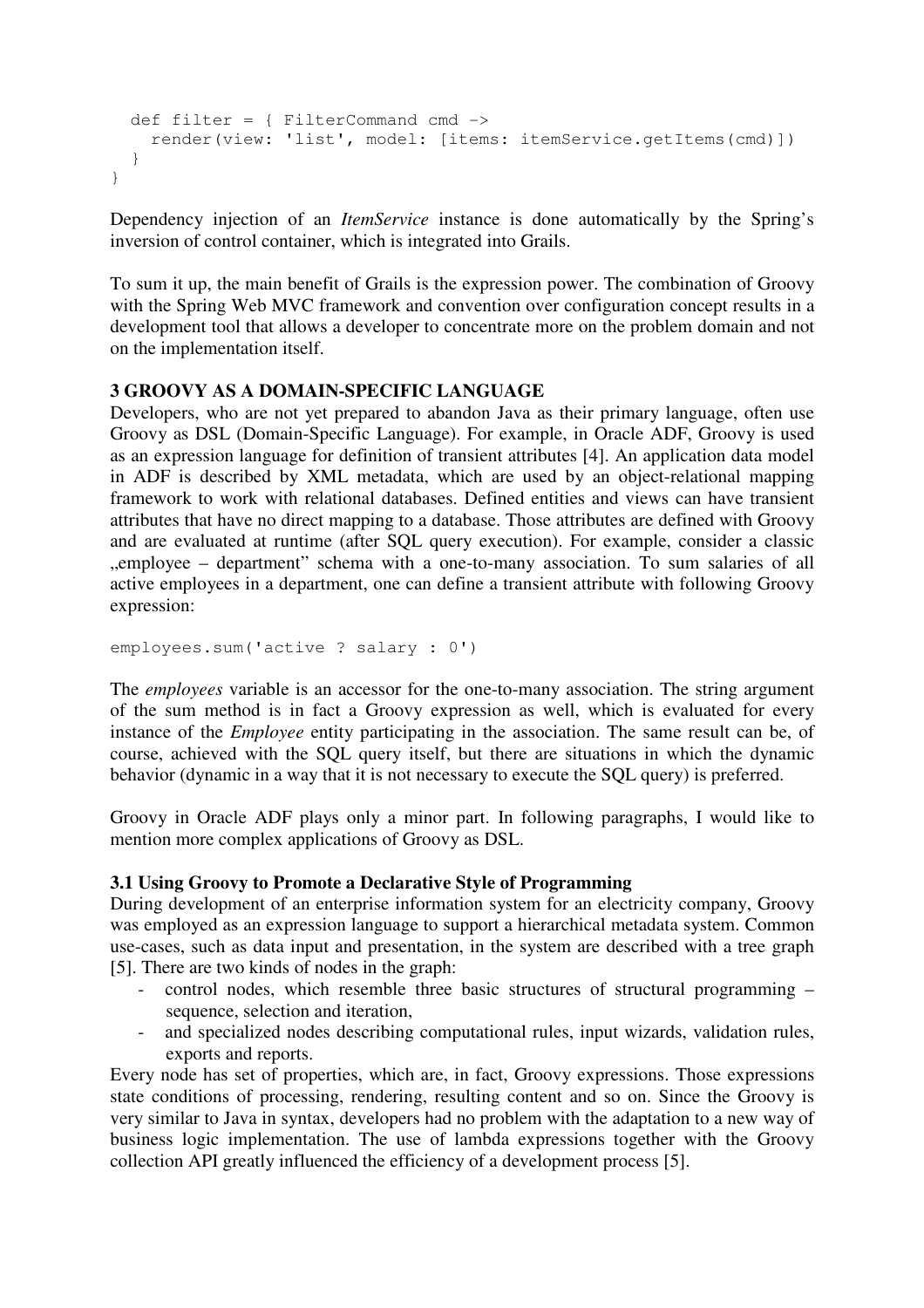```
  def filter = { FilterCommand cmd ->
    render(view: 'list', model: [items: itemService.getItems(cmd)])
  }
}
```

Dependency injection of an *ItemService* instance is done automatically by the Spring's inversion of control container, which is integrated into Grails.

To sum it up, the main benefit of Grails is the expression power. The combination of Groovy with the Spring Web MVC framework and convention over configuration concept results in a development tool that allows a developer to concentrate more on the problem domain and not on the implementation itself.

## 3 GROOVY AS A DOMAIN-SPECIFIC LANGUAGE

Developers, who are not yet prepared to abandon Java as their primary language, often use Groovy as DSL (Domain-Specific Language). For example, in Oracle ADF, Groovy is used as an expression language for definition of transient attributes [4]. An application data model in ADF is described by XML metadata, which are used by an object-relational mapping framework to work with relational databases. Defined entities and views can have transient attributes that have no direct mapping to a database. Those attributes are defined with Groovy and are evaluated at runtime (after SQL query execution). For example, consider a classic „employee – department" schema with a one-to-many association. To sum salaries of all active employees in a department, one can define a transient attribute with following Groovy expression:

```
employees.sum('active ? salary : 0')
```

The *employees* variable is an accessor for the one-to-many association. The string argument of the sum method is in fact a Groovy expression as well, which is evaluated for every instance of the *Employee* entity participating in the association. The same result can be, of course, achieved with the SQL query itself, but there are situations in which the dynamic behavior (dynamic in a way that it is not necessary to execute the SQL query) is preferred.

Groovy in Oracle ADF plays only a minor part. In following paragraphs, I would like to mention more complex applications of Groovy as DSL.

### 3.1 Using Groovy to Promote a Declarative Style of Programming

During development of an enterprise information system for an electricity company, Groovy was employed as an expression language to support a hierarchical metadata system. Common use-cases, such as data input and presentation, in the system are described with a tree graph [5]. There are two kinds of nodes in the graph:

- control nodes, which resemble three basic structures of structural programming – sequence, selection and iteration,
- and specialized nodes describing computational rules, input wizards, validation rules, exports and reports.

Every node has set of properties, which are, in fact, Groovy expressions. Those expressions state conditions of processing, rendering, resulting content and so on. Since the Groovy is very similar to Java in syntax, developers had no problem with the adaptation to a new way of business logic implementation. The use of lambda expressions together with the Groovy collection API greatly influenced the efficiency of a development process [5].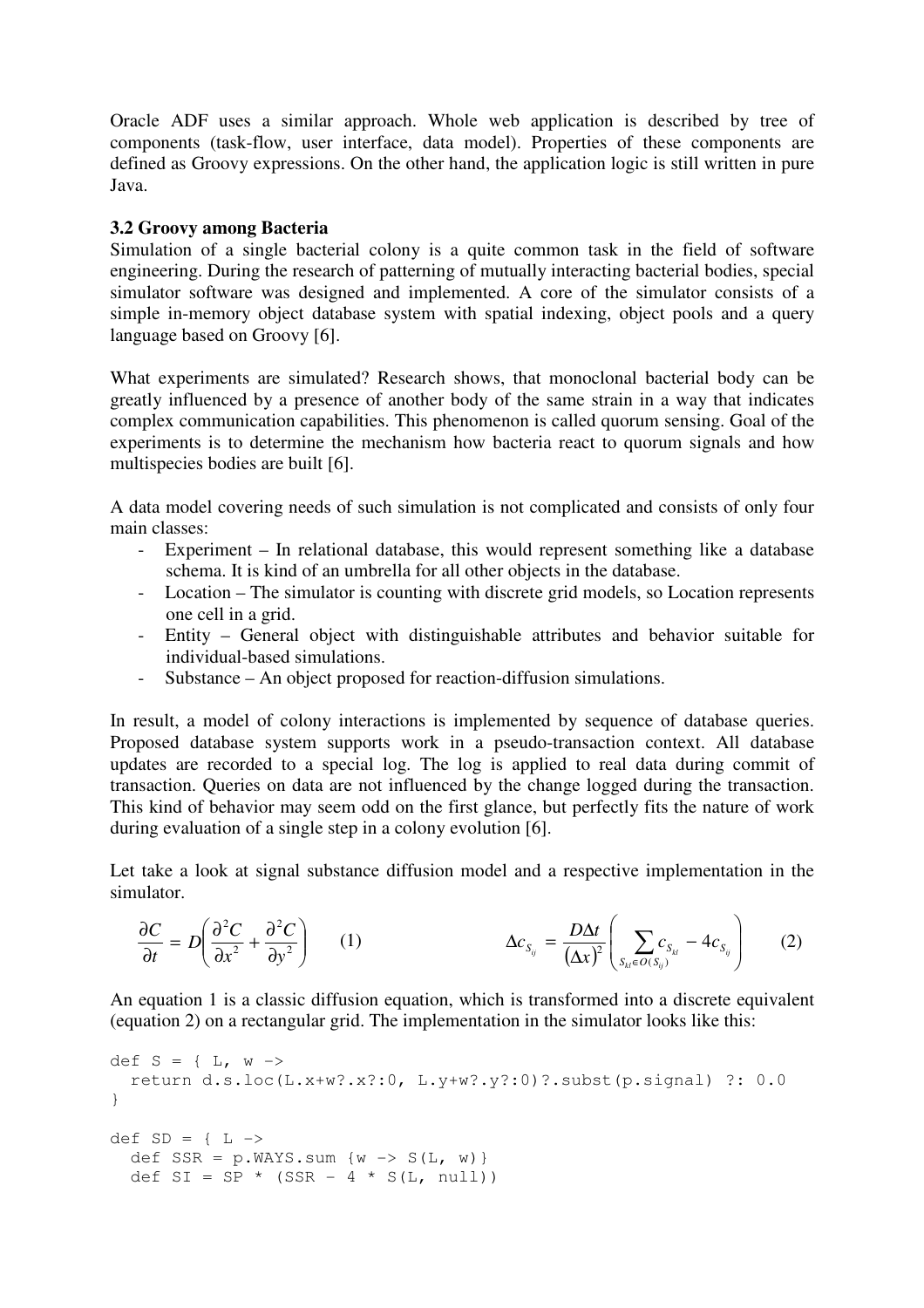Oracle ADF uses a similar approach. Whole web application is described by tree of components (task-flow, user interface, data model). Properties of these components are defined as Groovy expressions. On the other hand, the application logic is still written in pure Java.

### 3.2 Groovy among Bacteria

Simulation of a single bacterial colony is a quite common task in the field of software engineering. During the research of patterning of mutually interacting bacterial bodies, special simulator software was designed and implemented. A core of the simulator consists of a simple in-memory object database system with spatial indexing, object pools and a query language based on Groovy [6].

What experiments are simulated? Research shows, that monoclonal bacterial body can be greatly influenced by a presence of another body of the same strain in a way that indicates complex communication capabilities. This phenomenon is called quorum sensing. Goal of the experiments is to determine the mechanism how bacteria react to quorum signals and how multispecies bodies are built [6].

A data model covering needs of such simulation is not complicated and consists of only four main classes:

- Experiment – In relational database, this would represent something like a database schema. It is kind of an umbrella for all other objects in the database.
- Location – The simulator is counting with discrete grid models, so Location represents one cell in a grid.
- Entity – General object with distinguishable attributes and behavior suitable for individual-based simulations.
- Substance – An object proposed for reaction-diffusion simulations.

In result, a model of colony interactions is implemented by sequence of database queries. Proposed database system supports work in a pseudo-transaction context. All database updates are recorded to a special log. The log is applied to real data during commit of transaction. Queries on data are not influenced by the change logged during the transaction. This kind of behavior may seem odd on the first glance, but perfectly fits the nature of work during evaluation of a single step in a colony evolution [6].

Let take a look at signal substance diffusion model and a respective implementation in the simulator.

$$\frac{\partial C}{\partial t} = D\left(\frac{\partial^2 C}{\partial x^2} + \frac{\partial^2 C}{\partial y^2}\right) \qquad (1)$$

$$\Delta c_{S_{ij}} = \frac{D\Delta t}{(\Delta x)^2}\left(\sum_{S_{kl} \in O(S_{ij})} c_{S_{kl}} - 4c_{S_{ij}}\right) \qquad (2)$$

An equation 1 is a classic diffusion equation, which is transformed into a discrete equivalent (equation 2) on a rectangular grid. The implementation in the simulator looks like this:

```
def S = { L, w ->
  return d.s.loc(L.x+w?.x?:0, L.y+w?.y?:0)?.subst(p.signal) ?: 0.0
}

def SD = { L ->
  def SSR = p.WAYS.sum {w -> S(L, w)}
  def SI = SP * (SSR - 4 * S(L, null))
```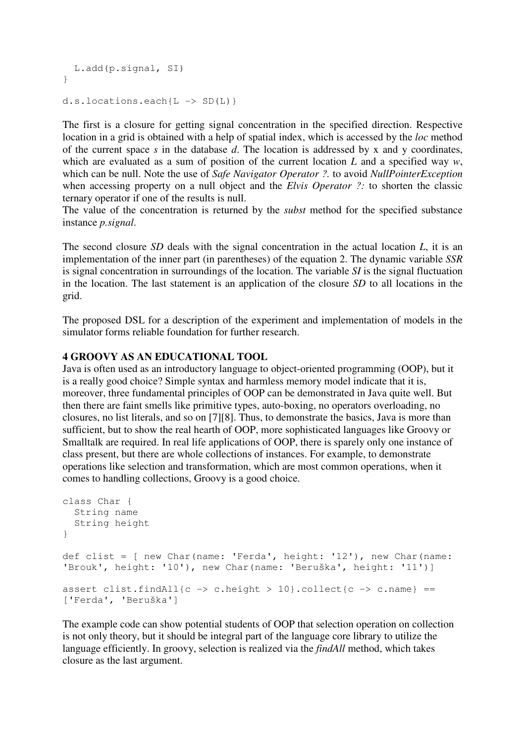```
  L.add(p.signal, SI)
}

d.s.locations.each{L -> SD(L)}
```

The first is a closure for getting signal concentration in the specified direction. Respective location in a grid is obtained with a help of spatial index, which is accessed by the *loc* method of the current space *s* in the database *d*. The location is addressed by x and y coordinates, which are evaluated as a sum of position of the current location *L* and a specified way *w*, which can be null. Note the use of *Safe Navigator Operator ?.* to avoid *NullPointerException* when accessing property on a null object and the *Elvis Operator ?:* to shorten the classic ternary operator if one of the results is null.
The value of the concentration is returned by the *subst* method for the specified substance instance *p.signal*.

The second closure *SD* deals with the signal concentration in the actual location *L*, it is an implementation of the inner part (in parentheses) of the equation 2. The dynamic variable *SSR* is signal concentration in surroundings of the location. The variable *SI* is the signal fluctuation in the location. The last statement is an application of the closure *SD* to all locations in the grid.

The proposed DSL for a description of the experiment and implementation of models in the simulator forms reliable foundation for further research.

## 4 GROOVY AS AN EDUCATIONAL TOOL

Java is often used as an introductory language to object-oriented programming (OOP), but it is a really good choice? Simple syntax and harmless memory model indicate that it is, moreover, three fundamental principles of OOP can be demonstrated in Java quite well. But then there are faint smells like primitive types, auto-boxing, no operators overloading, no closures, no list literals, and so on [7][8]. Thus, to demonstrate the basics, Java is more than sufficient, but to show the real hearth of OOP, more sophisticated languages like Groovy or Smalltalk are required. In real life applications of OOP, there is sparely only one instance of class present, but there are whole collections of instances. For example, to demonstrate operations like selection and transformation, which are most common operations, when it comes to handling collections, Groovy is a good choice.

```
class Char {
  String name
  String height
}

def clist = [ new Char(name: 'Ferda', height: '12'), new Char(name:
'Brouk', height: '10'), new Char(name: 'Beruška', height: '11')]

assert clist.findAll{c -> c.height > 10}.collect{c -> c.name} ==
['Ferda', 'Beruška']
```

The example code can show potential students of OOP that selection operation on collection is not only theory, but it should be integral part of the language core library to utilize the language efficiently. In groovy, selection is realized via the *findAll* method, which takes closure as the last argument.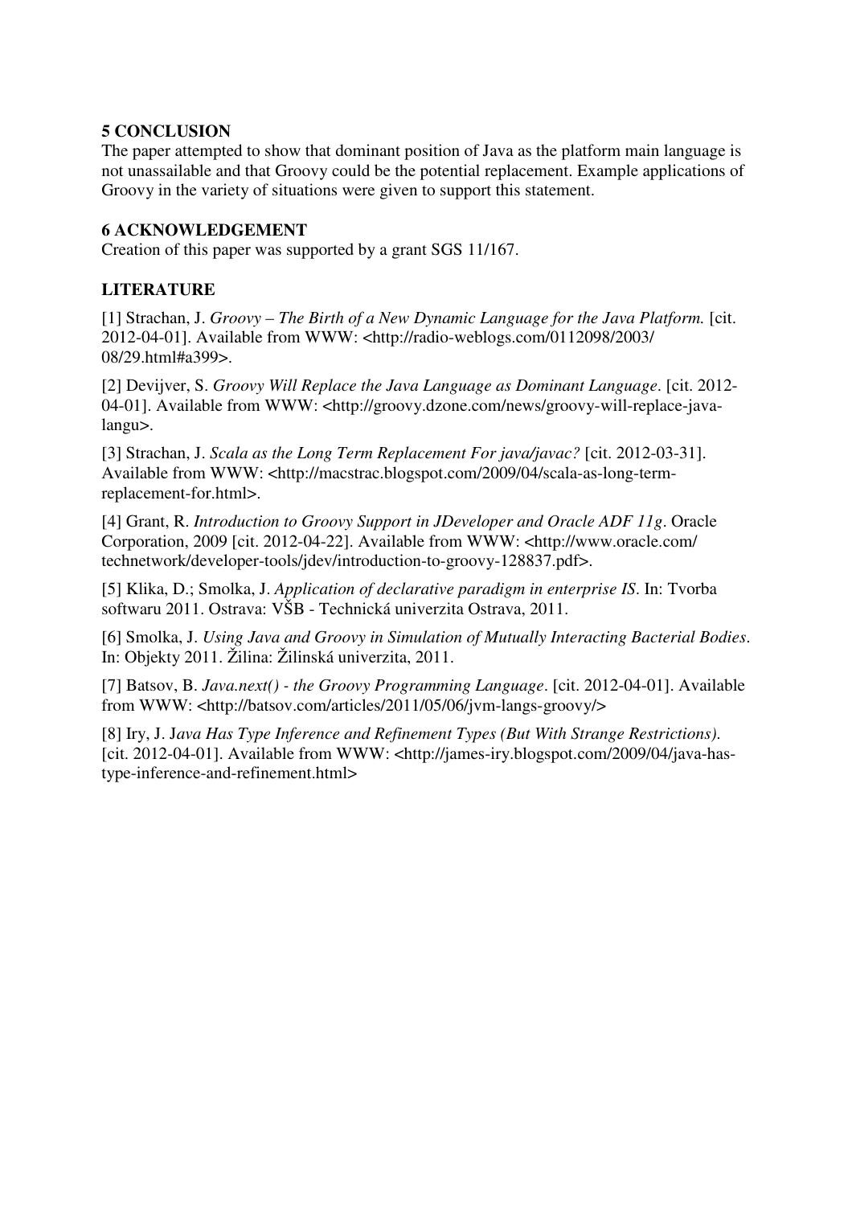## 5 CONCLUSION

The paper attempted to show that dominant position of Java as the platform main language is not unassailable and that Groovy could be the potential replacement. Example applications of Groovy in the variety of situations were given to support this statement.

## 6 ACKNOWLEDGEMENT

Creation of this paper was supported by a grant SGS 11/167.

## LITERATURE

[1] Strachan, J. *Groovy – The Birth of a New Dynamic Language for the Java Platform.* [cit. 2012-04-01]. Available from WWW: <http://radio-weblogs.com/0112098/2003/08/29.html#a399>.

[2] Devijver, S. *Groovy Will Replace the Java Language as Dominant Language*. [cit. 2012-04-01]. Available from WWW: <http://groovy.dzone.com/news/groovy-will-replace-java-langu>.

[3] Strachan, J. *Scala as the Long Term Replacement For java/javac?* [cit. 2012-03-31]. Available from WWW: <http://macstrac.blogspot.com/2009/04/scala-as-long-term-replacement-for.html>.

[4] Grant, R. *Introduction to Groovy Support in JDeveloper and Oracle ADF 11g*. Oracle Corporation, 2009 [cit. 2012-04-22]. Available from WWW: <http://www.oracle.com/technetwork/developer-tools/jdev/introduction-to-groovy-128837.pdf>.

[5] Klika, D.; Smolka, J. *Application of declarative paradigm in enterprise IS*. In: Tvorba softwaru 2011. Ostrava: VŠB - Technická univerzita Ostrava, 2011.

[6] Smolka, J. *Using Java and Groovy in Simulation of Mutually Interacting Bacterial Bodies*. In: Objekty 2011. Žilina: Žilinská univerzita, 2011.

[7] Batsov, B. *Java.next() - the Groovy Programming Language*. [cit. 2012-04-01]. Available from WWW: <http://batsov.com/articles/2011/05/06/jvm-langs-groovy/>

[8] Iry, J. J*ava Has Type Inference and Refinement Types (But With Strange Restrictions)*. [cit. 2012-04-01]. Available from WWW: <http://james-iry.blogspot.com/2009/04/java-has-type-inference-and-refinement.html>